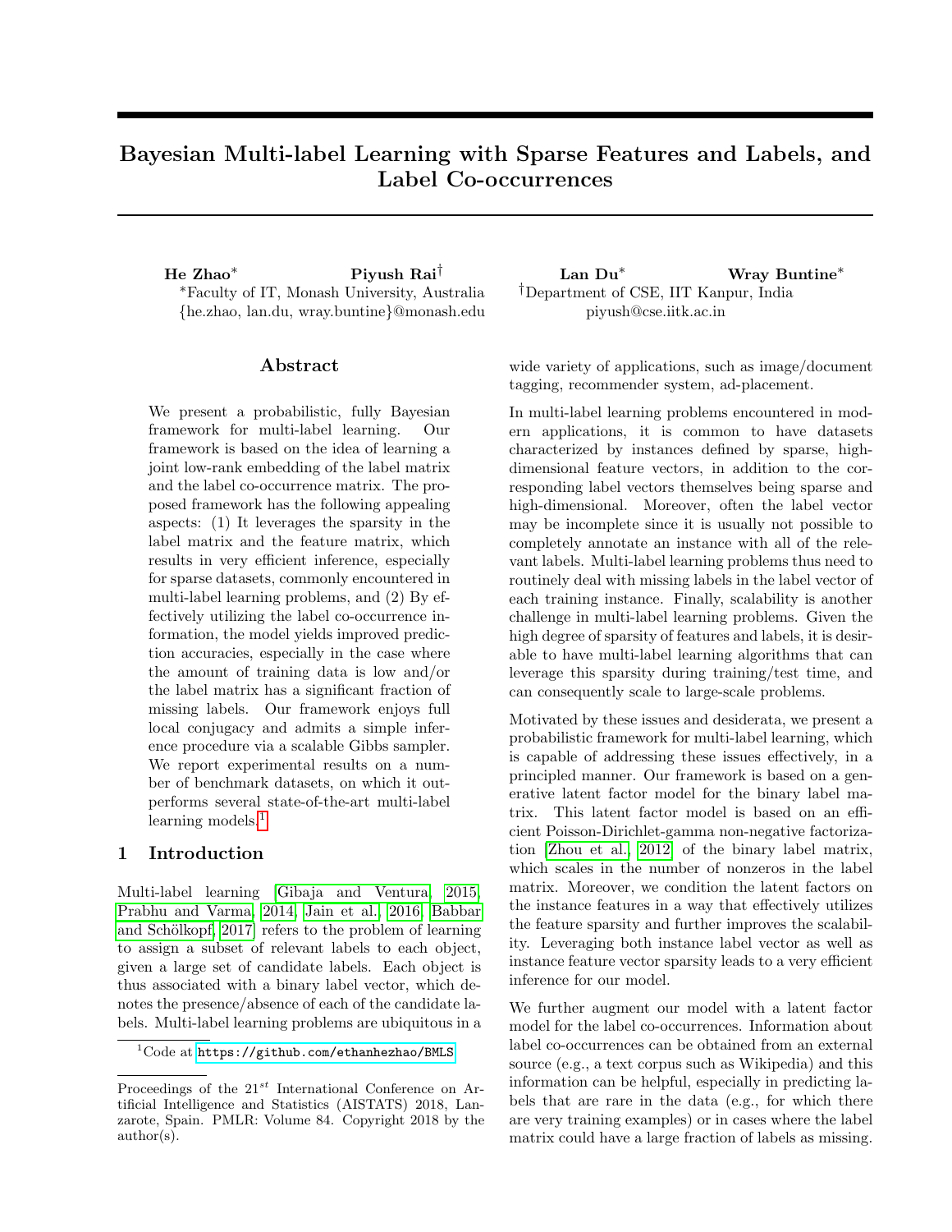# Bayesian Multi-label Learning with Sparse Features and Labels, and Label Co-occurrences

**He Zhao*** **Piyush Rai†** **Lan Du*** **Wray Buntine***

*Faculty of IT, Monash University, Australia
{he.zhao, lan.du, wray.buntine}@monash.edu

†Department of CSE, IIT Kanpur, India
piyush@cse.iitk.ac.in

## Abstract

We present a probabilistic, fully Bayesian framework for multi-label learning. Our framework is based on the idea of learning a joint low-rank embedding of the label matrix and the label co-occurrence matrix. The proposed framework has the following appealing aspects: (1) It leverages the sparsity in the label matrix and the feature matrix, which results in very efficient inference, especially for sparse datasets, commonly encountered in multi-label learning problems, and (2) By effectively utilizing the label co-occurrence information, the model yields improved prediction accuracies, especially in the case where the amount of training data is low and/or the label matrix has a significant fraction of missing labels. Our framework enjoys full local conjugacy and admits a simple inference procedure via a scalable Gibbs sampler. We report experimental results on a number of benchmark datasets, on which it outperforms several state-of-the-art multi-label learning models.[1]

## 1 Introduction

Multi-label learning [Gibaja and Ventura, 2015, Prabhu and Varma, 2014, Jain et al., 2016, Babbar and Schölkopf, 2017] refers to the problem of learning to assign a subset of relevant labels to each object, given a large set of candidate labels. Each object is thus associated with a binary label vector, which denotes the presence/absence of each of the candidate labels. Multi-label learning problems are ubiquitous in a wide variety of applications, such as image/document tagging, recommender system, ad-placement.

In multi-label learning problems encountered in modern applications, it is common to have datasets characterized by instances defined by sparse, high-dimensional feature vectors, in addition to the corresponding label vectors themselves being sparse and high-dimensional. Moreover, often the label vector may be incomplete since it is usually not possible to completely annotate an instance with all of the relevant labels. Multi-label learning problems thus need to routinely deal with missing labels in the label vector of each training instance. Finally, scalability is another challenge in multi-label learning problems. Given the high degree of sparsity of features and labels, it is desirable to have multi-label learning algorithms that can leverage this sparsity during training/test time, and can consequently scale to large-scale problems.

Motivated by these issues and desiderata, we present a probabilistic framework for multi-label learning, which is capable of addressing these issues effectively, in a principled manner. Our framework is based on a generative latent factor model for the binary label matrix. This latent factor model is based on an efficient Poisson-Dirichlet-gamma non-negative factorization [Zhou et al., 2012] of the binary label matrix, which scales in the number of nonzeros in the label matrix. Moreover, we condition the latent factors on the instance features in a way that effectively utilizes the feature sparsity and further improves the scalability. Leveraging both instance label vector as well as instance feature vector sparsity leads to a very efficient inference for our model.

We further augment our model with a latent factor model for the label co-occurrences. Information about label co-occurrences can be obtained from an external source (e.g., a text corpus such as Wikipedia) and this information can be helpful, especially in predicting labels that are rare in the data (e.g., for which there are very training examples) or in cases where the label matrix could have a large fraction of labels as missing.

[1] Code at https://github.com/ethanhezhao/BMLS

Proceedings of the $21^{st}$ International Conference on Artificial Intelligence and Statistics (AISTATS) 2018, Lanzarote, Spain. PMLR: Volume 84. Copyright 2018 by the author(s).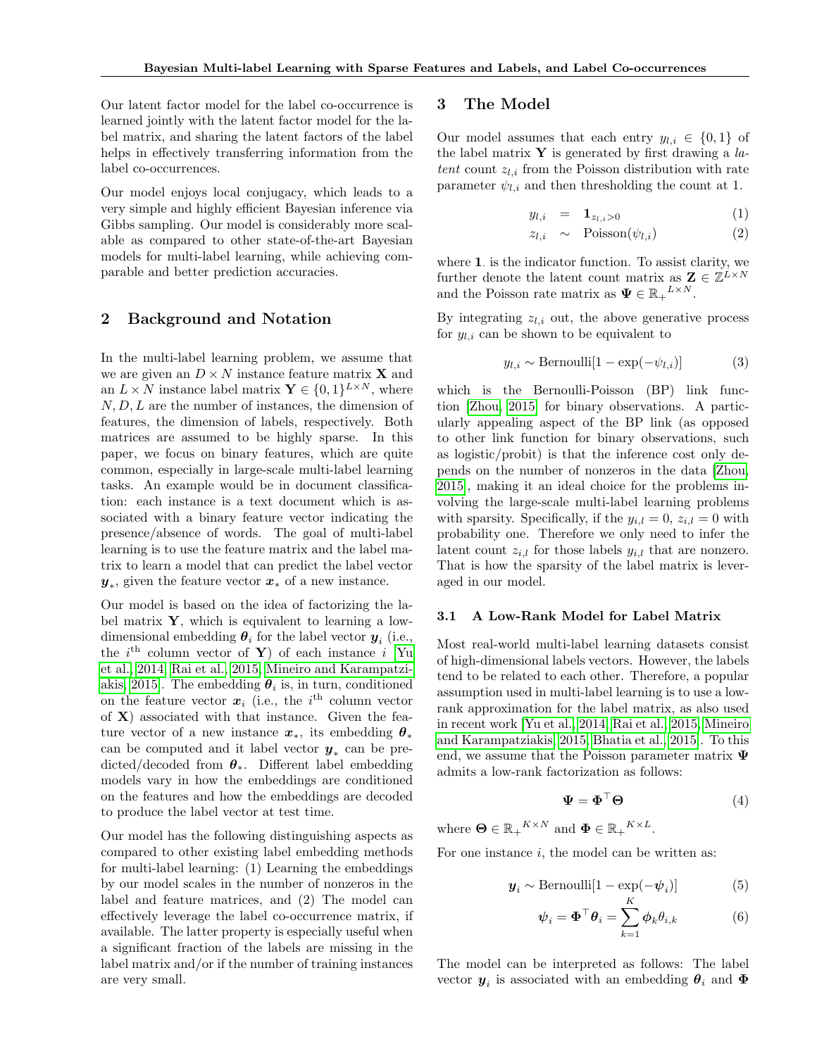Our latent factor model for the label co-occurrence is learned jointly with the latent factor model for the label matrix, and sharing the latent factors of the label helps in effectively transferring information from the label co-occurrences.

Our model enjoys local conjugacy, which leads to a very simple and highly efficient Bayesian inference via Gibbs sampling. Our model is considerably more scalable as compared to other state-of-the-art Bayesian models for multi-label learning, while achieving comparable and better prediction accuracies.

## 2 Background and Notation

In the multi-label learning problem, we assume that we are given an $D \times N$ instance feature matrix $\mathbf{X}$ and an $L \times N$ instance label matrix $\mathbf{Y} \in \{0,1\}^{L \times N}$, where $N, D, L$ are the number of instances, the dimension of features, the dimension of labels, respectively. Both matrices are assumed to be highly sparse. In this paper, we focus on binary features, which are quite common, especially in large-scale multi-label learning tasks. An example would be in document classification: each instance is a text document which is associated with a binary feature vector indicating the presence/absence of words. The goal of multi-label learning is to use the feature matrix and the label matrix to learn a model that can predict the label vector $\boldsymbol{y}_*$, given the feature vector $\boldsymbol{x}_*$ of a new instance.

Our model is based on the idea of factorizing the label matrix $\mathbf{Y}$, which is equivalent to learning a low-dimensional embedding $\boldsymbol{\theta}_i$ for the label vector $\boldsymbol{y}_i$ (i.e., the $i^{\text{th}}$ column vector of $\mathbf{Y}$) of each instance $i$ [Yu et al., 2014, Rai et al., 2015, Mineiro and Karampatziakis, 2015]. The embedding $\boldsymbol{\theta}_i$ is, in turn, conditioned on the feature vector $\boldsymbol{x}_i$ (i.e., the $i^{\text{th}}$ column vector of $\mathbf{X}$) associated with that instance. Given the feature vector of a new instance $\boldsymbol{x}_*$, its embedding $\boldsymbol{\theta}_*$ can be computed and it label vector $\boldsymbol{y}_*$ can be predicted/decoded from $\boldsymbol{\theta}_*$. Different label embedding models vary in how the embeddings are conditioned on the features and how the embeddings are decoded to produce the label vector at test time.

Our model has the following distinguishing aspects as compared to other existing label embedding methods for multi-label learning: (1) Learning the embeddings by our model scales in the number of nonzeros in the label and feature matrices, and (2) The model can effectively leverage the label co-occurrence matrix, if available. The latter property is especially useful when a significant fraction of the labels are missing in the label matrix and/or if the number of training instances are very small.

## 3 The Model

Our model assumes that each entry $y_{l,i} \in \{0,1\}$ of the label matrix $\mathbf{Y}$ is generated by first drawing a *latent* count $z_{l,i}$ from the Poisson distribution with rate parameter $\psi_{l,i}$ and then thresholding the count at 1.

$$y_{l,i} = \mathbf{1}_{z_{l,i}>0} \tag{1}$$

$$z_{l,i} \sim \text{Poisson}(\psi_{l,i}) \tag{2}$$

where $\mathbf{1}_{\cdot}$ is the indicator function. To assist clarity, we further denote the latent count matrix as $\mathbf{Z} \in \mathbb{Z}^{L \times N}$ and the Poisson rate matrix as $\boldsymbol{\Psi} \in {\mathbb{R}_+}^{L \times N}$.

By integrating $z_{l,i}$ out, the above generative process for $y_{l,i}$ can be shown to be equivalent to

$$y_{l,i} \sim \text{Bernoulli}[1 - \exp(-\psi_{l,i})] \tag{3}$$

which is the Bernoulli-Poisson (BP) link function [Zhou, 2015] for binary observations. A particularly appealing aspect of the BP link (as opposed to other link function for binary observations, such as logistic/probit) is that the inference cost only depends on the number of nonzeros in the data [Zhou, 2015], making it an ideal choice for the problems involving the large-scale multi-label learning problems with sparsity. Specifically, if the $y_{i,l} = 0$, $z_{i,l} = 0$ with probability one. Therefore we only need to infer the latent count $z_{i,l}$ for those labels $y_{i,l}$ that are nonzero. That is how the sparsity of the label matrix is leveraged in our model.

### 3.1 A Low-Rank Model for Label Matrix

Most real-world multi-label learning datasets consist of high-dimensional labels vectors. However, the labels tend to be related to each other. Therefore, a popular assumption used in multi-label learning is to use a low-rank approximation for the label matrix, as also used in recent work [Yu et al., 2014, Rai et al., 2015, Mineiro and Karampatziakis, 2015, Bhatia et al., 2015]. To this end, we assume that the Poisson parameter matrix $\boldsymbol{\Psi}$ admits a low-rank factorization as follows:

$$\boldsymbol{\Psi} = \boldsymbol{\Phi}^\top \boldsymbol{\Theta} \tag{4}$$

where $\boldsymbol{\Theta} \in {\mathbb{R}_+}^{K \times N}$ and $\boldsymbol{\Phi} \in {\mathbb{R}_+}^{K \times L}$.

For one instance $i$, the model can be written as:

$$\boldsymbol{y}_i \sim \text{Bernoulli}[1 - \exp(-\boldsymbol{\psi}_i)] \tag{5}$$

$$\boldsymbol{\psi}_i = \boldsymbol{\Phi}^\top \boldsymbol{\theta}_i = \sum_{k=1}^{K} \boldsymbol{\phi}_k \theta_{i,k} \tag{6}$$

The model can be interpreted as follows: The label vector $\boldsymbol{y}_i$ is associated with an embedding $\boldsymbol{\theta}_i$ and $\boldsymbol{\Phi}$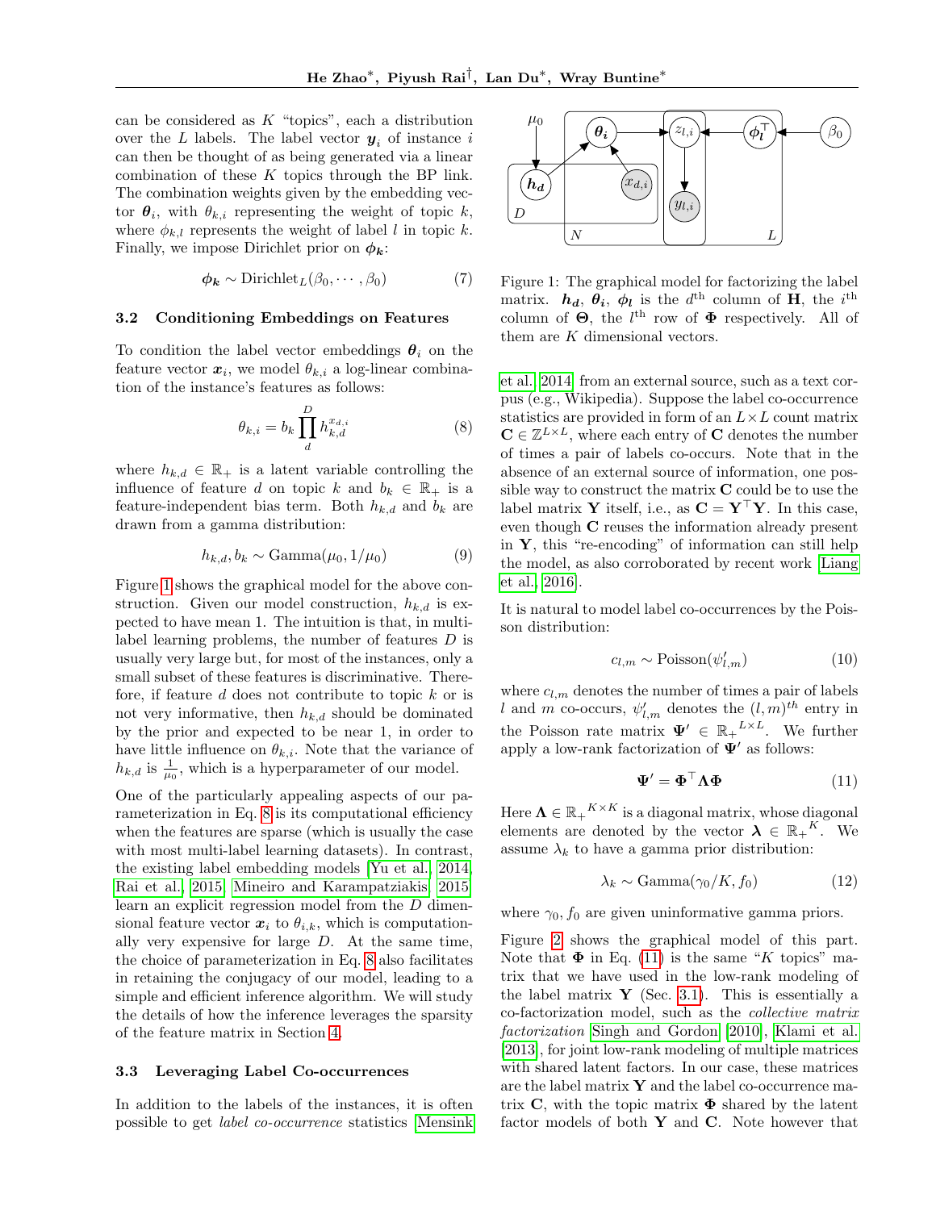can be considered as $K$ "topics", each a distribution over the $L$ labels. The label vector $\boldsymbol{y}_i$ of instance $i$ can then be thought of as being generated via a linear combination of these $K$ topics through the BP link. The combination weights given by the embedding vector $\boldsymbol{\theta}_i$, with $\theta_{k,i}$ representing the weight of topic $k$, where $\phi_{k,l}$ represents the weight of label $l$ in topic $k$. Finally, we impose Dirichlet prior on $\boldsymbol{\phi_k}$:

$$\boldsymbol{\phi_k} \sim \text{Dirichlet}_L(\beta_0, \cdots, \beta_0) \tag{7}$$

### 3.2 Conditioning Embeddings on Features

To condition the label vector embeddings $\boldsymbol{\theta}_i$ on the feature vector $\boldsymbol{x}_i$, we model $\theta_{k,i}$ a log-linear combination of the instance's features as follows:

$$\theta_{k,i} = b_k \prod_{d}^{D} h_{k,d}^{x_{d,i}} \tag{8}$$

where $h_{k,d} \in \mathbb{R}_+$ is a latent variable controlling the influence of feature $d$ on topic $k$ and $b_k \in \mathbb{R}_+$ is a feature-independent bias term. Both $h_{k,d}$ and $b_k$ are drawn from a gamma distribution:

$$h_{k,d}, b_k \sim \text{Gamma}(\mu_0, 1/\mu_0) \tag{9}$$

Figure 1 shows the graphical model for the above construction. Given our model construction, $h_{k,d}$ is expected to have mean 1. The intuition is that, in multi-label learning problems, the number of features $D$ is usually very large but, for most of the instances, only a small subset of these features is discriminative. Therefore, if feature $d$ does not contribute to topic $k$ or is not very informative, then $h_{k,d}$ should be dominated by the prior and expected to be near 1, in order to have little influence on $\theta_{k,i}$. Note that the variance of $h_{k,d}$ is $\frac{1}{\mu_0}$, which is a hyperparameter of our model.

One of the particularly appealing aspects of our parameterization in Eq. 8 is its computational efficiency when the features are sparse (which is usually the case with most multi-label learning datasets). In contrast, the existing label embedding models [Yu et al., 2014, Rai et al., 2015, Mineiro and Karampatziakis, 2015] learn an explicit regression model from the $D$ dimensional feature vector $\boldsymbol{x}_i$ to $\theta_{i,k}$, which is computationally very expensive for large $D$. At the same time, the choice of parameterization in Eq. 8 also facilitates in retaining the conjugacy of our model, leading to a simple and efficient inference algorithm. We will study the details of how the inference leverages the sparsity of the feature matrix in Section 4.

### 3.3 Leveraging Label Co-occurrences

In addition to the labels of the instances, it is often possible to get *label co-occurrence* statistics [Mensink et al., 2014] from an external source, such as a text corpus (e.g., Wikipedia). Suppose the label co-occurrence statistics are provided in form of an $L \times L$ count matrix $\mathbf{C} \in \mathbb{Z}^{L\times L}$, where each entry of $\mathbf{C}$ denotes the number of times a pair of labels co-occurs. Note that in the absence of an external source of information, one possible way to construct the matrix $\mathbf{C}$ could be to use the label matrix $\mathbf{Y}$ itself, i.e., as $\mathbf{C} = \mathbf{Y}^\top\mathbf{Y}$. In this case, even though $\mathbf{C}$ reuses the information already present in $\mathbf{Y}$, this "re-encoding" of information can still help the model, as also corroborated by recent work [Liang et al., 2016].

Figure 1: The graphical model for factorizing the label matrix. $\boldsymbol{h_d}$, $\boldsymbol{\theta_i}$, $\boldsymbol{\phi_l}$ is the $d^{\text{th}}$ column of $\mathbf{H}$, the $i^{\text{th}}$ column of $\boldsymbol{\Theta}$, the $l^{\text{th}}$ row of $\boldsymbol{\Phi}$ respectively. All of them are $K$ dimensional vectors.

It is natural to model label co-occurrences by the Poisson distribution:

$$c_{l,m} \sim \text{Poisson}(\psi'_{l,m}) \tag{10}$$

where $c_{l,m}$ denotes the number of times a pair of labels $l$ and $m$ co-occurs, $\psi'_{l,m}$ denotes the $(l,m)^{th}$ entry in the Poisson rate matrix $\boldsymbol{\Psi'} \in {\mathbb{R}_+}^{L\times L}$. We further apply a low-rank factorization of $\boldsymbol{\Psi'}$ as follows:

$$\boldsymbol{\Psi'} = \boldsymbol{\Phi}^\top \boldsymbol{\Lambda} \boldsymbol{\Phi} \tag{11}$$

Here $\boldsymbol{\Lambda} \in {\mathbb{R}_+}^{K\times K}$ is a diagonal matrix, whose diagonal elements are denoted by the vector $\boldsymbol{\lambda} \in {\mathbb{R}_+}^K$. We assume $\lambda_k$ to have a gamma prior distribution:

$$\lambda_k \sim \text{Gamma}(\gamma_0/K, f_0) \tag{12}$$

where $\gamma_0, f_0$ are given uninformative gamma priors.

Figure 2 shows the graphical model of this part. Note that $\boldsymbol{\Phi}$ in Eq. (11) is the same "$K$ topics" matrix that we have used in the low-rank modeling of the label matrix $\mathbf{Y}$ (Sec. 3.1). This is essentially a co-factorization model, such as the *collective matrix factorization* Singh and Gordon [2010], Klami et al. [2013], for joint low-rank modeling of multiple matrices with shared latent factors. In our case, these matrices are the label matrix $\mathbf{Y}$ and the label co-occurrence matrix $\mathbf{C}$, with the topic matrix $\boldsymbol{\Phi}$ shared by the latent factor models of both $\mathbf{Y}$ and $\mathbf{C}$. Note however that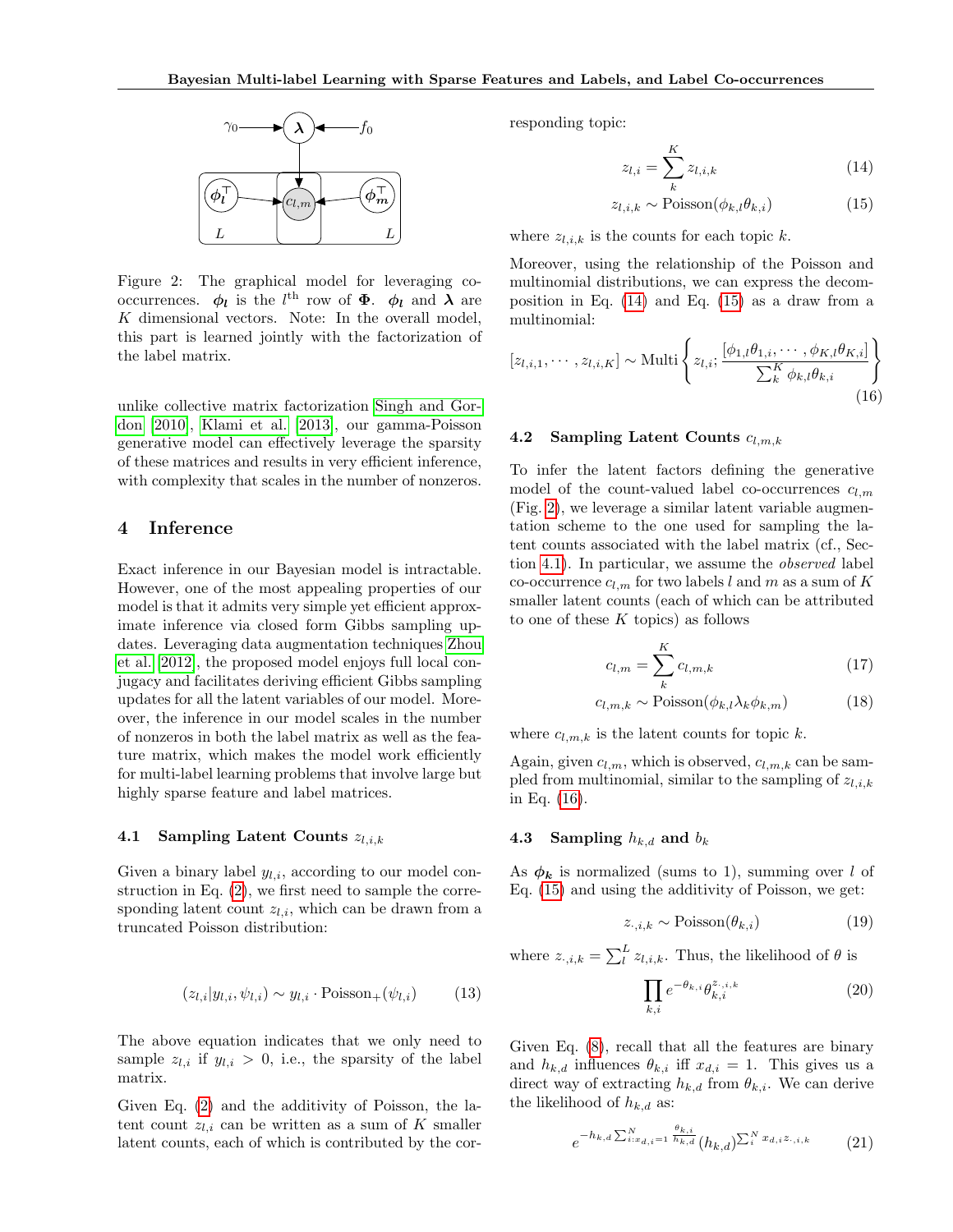Figure 2: The graphical model for leveraging co-occurrences. $\boldsymbol{\phi_l}$ is the $l^{\text{th}}$ row of $\boldsymbol{\Phi}$. $\boldsymbol{\phi_l}$ and $\boldsymbol{\lambda}$ are $K$ dimensional vectors. Note: In the overall model, this part is learned jointly with the factorization of the label matrix.

unlike collective matrix factorization Singh and Gordon [2010], Klami et al. [2013], our gamma-Poisson generative model can effectively leverage the sparsity of these matrices and results in very efficient inference, with complexity that scales in the number of nonzeros.

## 4 Inference

Exact inference in our Bayesian model is intractable. However, one of the most appealing properties of our model is that it admits very simple yet efficient approximate inference via closed form Gibbs sampling updates. Leveraging data augmentation techniques Zhou et al. [2012], the proposed model enjoys full local conjugacy and facilitates deriving efficient Gibbs sampling updates for all the latent variables of our model. Moreover, the inference in our model scales in the number of nonzeros in both the label matrix as well as the feature matrix, which makes the model work efficiently for multi-label learning problems that involve large but highly sparse feature and label matrices.

### 4.1 Sampling Latent Counts $z_{l,i,k}$

Given a binary label $y_{l,i}$, according to our model construction in Eq. (2), we first need to sample the corresponding latent count $z_{l,i}$, which can be drawn from a truncated Poisson distribution:

$$(z_{l,i}|y_{l,i}, \psi_{l,i}) \sim y_{l,i} \cdot \text{Poisson}_{+}(\psi_{l,i}) \tag{13}$$

The above equation indicates that we only need to sample $z_{l,i}$ if $y_{l,i} > 0$, i.e., the sparsity of the label matrix.

Given Eq. (2) and the additivity of Poisson, the latent count $z_{l,i}$ can be written as a sum of $K$ smaller latent counts, each of which is contributed by the corresponding topic:

$$z_{l,i} = \sum_{k}^{K} z_{l,i,k} \tag{14}$$

$$z_{l,i,k} \sim \text{Poisson}(\phi_{k,l}\theta_{k,i}) \tag{15}$$

where $z_{l,i,k}$ is the counts for each topic $k$.

Moreover, using the relationship of the Poisson and multinomial distributions, we can express the decomposition in Eq. (14) and Eq. (15) as a draw from a multinomial:

$$[z_{l,i,1}, \cdots, z_{l,i,K}] \sim \text{Multi}\left\{ z_{l,i}; \frac{[\phi_{1,l}\theta_{1,i}, \cdots, \phi_{K,l}\theta_{K,i}]}{\sum_{k}^{K} \phi_{k,l}\theta_{k,i}} \right\} \tag{16}$$

### 4.2 Sampling Latent Counts $c_{l,m,k}$

To infer the latent factors defining the generative model of the count-valued label co-occurrences $c_{l,m}$ (Fig. 2), we leverage a similar latent variable augmentation scheme to the one used for sampling the latent counts associated with the label matrix (cf., Section 4.1). In particular, we assume the *observed* label co-occurrence $c_{l,m}$ for two labels $l$ and $m$ as a sum of $K$ smaller latent counts (each of which can be attributed to one of these $K$ topics) as follows

$$c_{l,m} = \sum_{k}^{K} c_{l,m,k} \tag{17}$$

$$c_{l,m,k} \sim \text{Poisson}(\phi_{k,l}\lambda_k\phi_{k,m}) \tag{18}$$

where $c_{l,m,k}$ is the latent counts for topic $k$.

Again, given $c_{l,m}$, which is observed, $c_{l,m,k}$ can be sampled from multinomial, similar to the sampling of $z_{l,i,k}$ in Eq. (16).

### 4.3 Sampling $h_{k,d}$ and $b_k$

As $\boldsymbol{\phi_k}$ is normalized (sums to 1), summing over $l$ of Eq. (15) and using the additivity of Poisson, we get:

$$z_{\cdot,i,k} \sim \text{Poisson}(\theta_{k,i}) \tag{19}$$

where $z_{\cdot,i,k} = \sum_{l}^{L} z_{l,i,k}$. Thus, the likelihood of $\theta$ is

$$\prod_{k,i} e^{-\theta_{k,i}} \theta_{k,i}^{z_{\cdot,i,k}} \tag{20}$$

Given Eq. (8), recall that all the features are binary and $h_{k,d}$ influences $\theta_{k,i}$ iff $x_{d,i} = 1$. This gives us a direct way of extracting $h_{k,d}$ from $\theta_{k,i}$. We can derive the likelihood of $h_{k,d}$ as:

$$e^{-h_{k,d}\sum_{i:x_{d,i}=1}^{N} \frac{\theta_{k,i}}{h_{k,d}}} (h_{k,d})^{\sum_{i}^{N} x_{d,i} z_{\cdot,i,k}} \tag{21}$$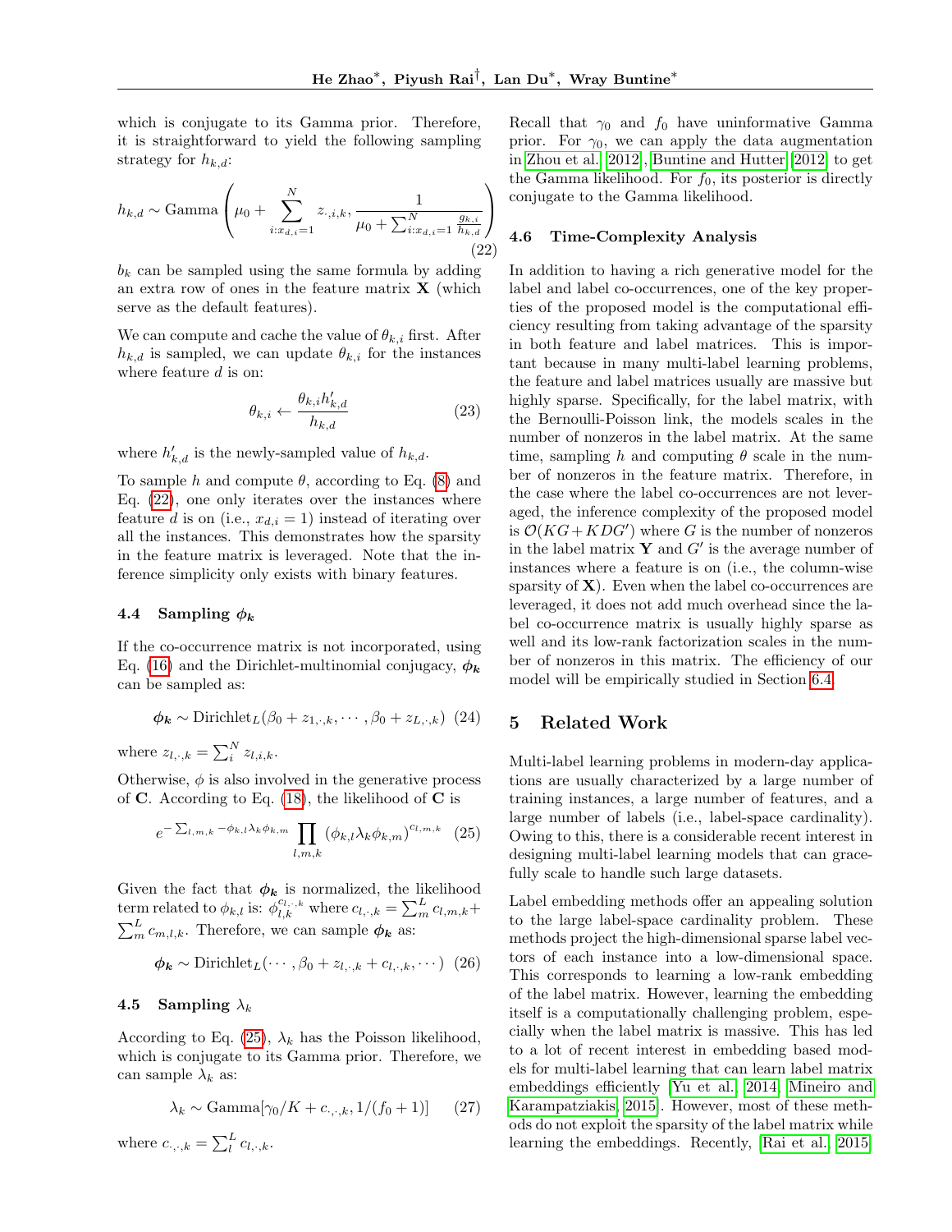which is conjugate to its Gamma prior. Therefore, it is straightforward to yield the following sampling strategy for $h_{k,d}$:

$$h_{k,d} \sim \text{Gamma}\left(\mu_0 + \sum_{i:x_{d,i}=1}^{N} z_{\cdot,i,k}, \frac{1}{\mu_0 + \sum_{i:x_{d,i}=1}^{N} \frac{g_{k,i}}{h_{k,d}}}\right) \tag{22}$$

$b_k$ can be sampled using the same formula by adding an extra row of ones in the feature matrix $\mathbf{X}$ (which serve as the default features).

We can compute and cache the value of $\theta_{k,i}$ first. After $h_{k,d}$ is sampled, we can update $\theta_{k,i}$ for the instances where feature $d$ is on:

$$\theta_{k,i} \leftarrow \frac{\theta_{k,i} h'_{k,d}}{h_{k,d}} \tag{23}$$

where $h'_{k,d}$ is the newly-sampled value of $h_{k,d}$.

To sample $h$ and compute $\theta$, according to Eq. (8) and Eq. (22), one only iterates over the instances where feature $d$ is on (i.e., $x_{d,i} = 1$) instead of iterating over all the instances. This demonstrates how the sparsity in the feature matrix is leveraged. Note that the inference simplicity only exists with binary features.

### 4.4 Sampling $\boldsymbol{\phi_k}$

If the co-occurrence matrix is not incorporated, using Eq. (16) and the Dirichlet-multinomial conjugacy, $\boldsymbol{\phi_k}$ can be sampled as:

$$\boldsymbol{\phi_k} \sim \text{Dirichlet}_L(\beta_0 + z_{1,\cdot,k}, \cdots, \beta_0 + z_{L,\cdot,k}) \tag{24}$$

where $z_{l,\cdot,k} = \sum_i^N z_{l,i,k}$.

Otherwise, $\phi$ is also involved in the generative process of $\mathbf{C}$. According to Eq. (18), the likelihood of $\mathbf{C}$ is

$$e^{-\sum_{l,m,k} -\phi_{k,l}\lambda_k\phi_{k,m}} \prod_{l,m,k} (\phi_{k,l}\lambda_k\phi_{k,m})^{c_{l,m,k}} \tag{25}$$

Given the fact that $\boldsymbol{\phi_k}$ is normalized, the likelihood term related to $\phi_{k,l}$ is: $\phi_{l,k}^{c_{l,\cdot,k}}$ where $c_{l,\cdot,k} = \sum_m^L c_{l,m,k} + \sum_m^L c_{m,l,k}$. Therefore, we can sample $\boldsymbol{\phi_k}$ as:

$$\boldsymbol{\phi_k} \sim \text{Dirichlet}_L(\cdots, \beta_0 + z_{l,\cdot,k} + c_{l,\cdot,k}, \cdots) \tag{26}$$

### 4.5 Sampling $\lambda_k$

According to Eq. (25), $\lambda_k$ has the Poisson likelihood, which is conjugate to its Gamma prior. Therefore, we can sample $\lambda_k$ as:

$$\lambda_k \sim \text{Gamma}[\gamma_0/K + c_{\cdot,\cdot,k}, 1/(f_0 + 1)] \tag{27}$$

where $c_{\cdot,\cdot,k} = \sum_l^L c_{l,\cdot,k}$.

Recall that $\gamma_0$ and $f_0$ have uninformative Gamma prior. For $\gamma_0$, we can apply the data augmentation in Zhou et al. [2012], Buntine and Hutter [2012] to get the Gamma likelihood. For $f_0$, its posterior is directly conjugate to the Gamma likelihood.

### 4.6 Time-Complexity Analysis

In addition to having a rich generative model for the label and label co-occurrences, one of the key properties of the proposed model is the computational efficiency resulting from taking advantage of the sparsity in both feature and label matrices. This is important because in many multi-label learning problems, the feature and label matrices usually are massive but highly sparse. Specifically, for the label matrix, with the Bernoulli-Poisson link, the models scales in the number of nonzeros in the label matrix. At the same time, sampling $h$ and computing $\theta$ scale in the number of nonzeros in the feature matrix. Therefore, in the case where the label co-occurrences are not leveraged, the inference complexity of the proposed model is $\mathcal{O}(KG + KDG')$ where $G$ is the number of nonzeros in the label matrix $\mathbf{Y}$ and $G'$ is the average number of instances where a feature is on (i.e., the column-wise sparsity of $\mathbf{X}$). Even when the label co-occurrences are leveraged, it does not add much overhead since the label co-occurrence matrix is usually highly sparse as well and its low-rank factorization scales in the number of nonzeros in this matrix. The efficiency of our model will be empirically studied in Section 6.4.

## 5 Related Work

Multi-label learning problems in modern-day applications are usually characterized by a large number of training instances, a large number of features, and a large number of labels (i.e., label-space cardinality). Owing to this, there is a considerable recent interest in designing multi-label learning models that can gracefully scale to handle such large datasets.

Label embedding methods offer an appealing solution to the large label-space cardinality problem. These methods project the high-dimensional sparse label vectors of each instance into a low-dimensional space. This corresponds to learning a low-rank embedding of the label matrix. However, learning the embedding itself is a computationally challenging problem, especially when the label matrix is massive. This has led to a lot of recent interest in embedding based models for multi-label learning that can learn label matrix embeddings efficiently [Yu et al., 2014, Mineiro and Karampatziakis, 2015]. However, most of these methods do not exploit the sparsity of the label matrix while learning the embeddings. Recently, Rai et al. [2015]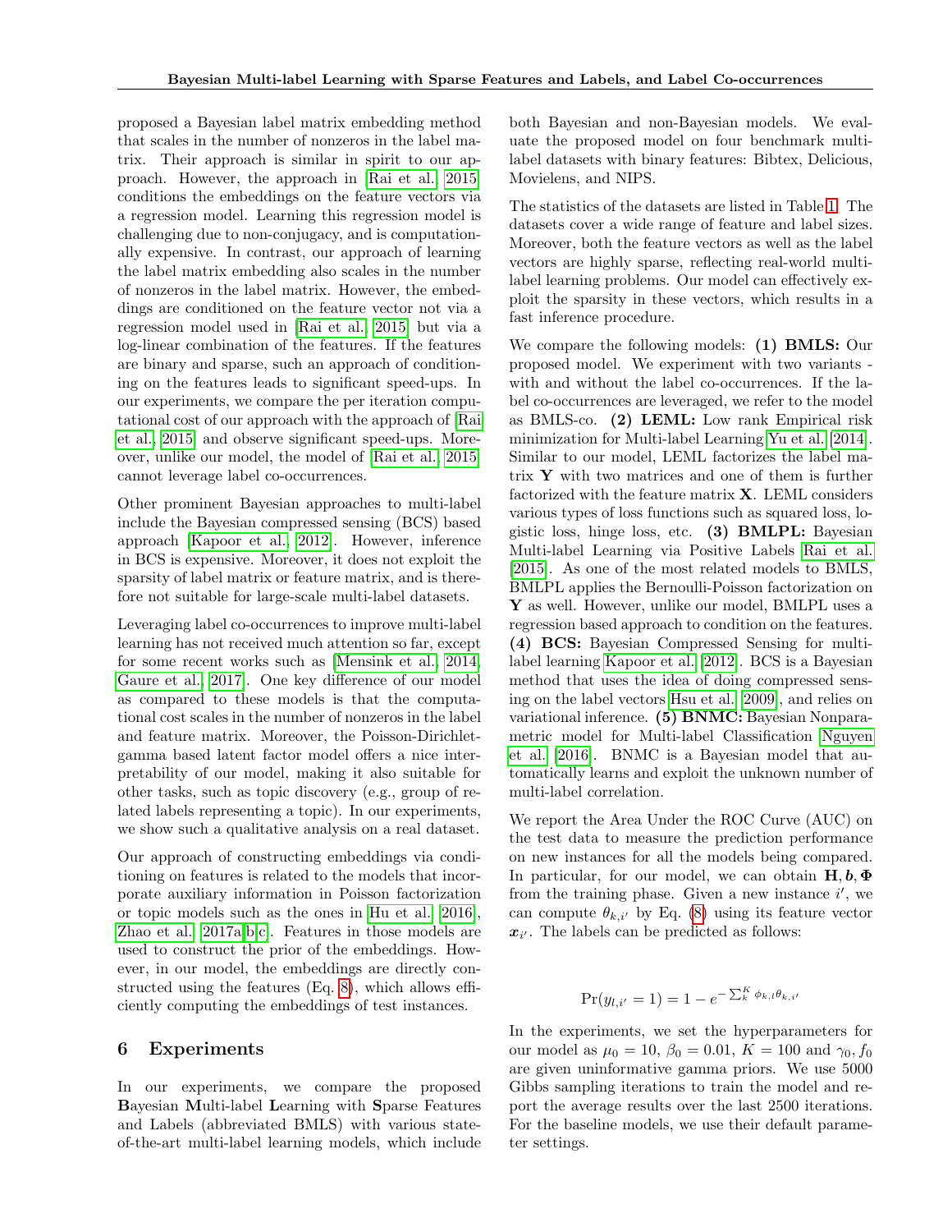proposed a Bayesian label matrix embedding method that scales in the number of nonzeros in the label matrix. Their approach is similar in spirit to our approach. However, the approach in [Rai et al., 2015] conditions the embeddings on the feature vectors via a regression model. Learning this regression model is challenging due to non-conjugacy, and is computationally expensive. In contrast, our approach of learning the label matrix embedding also scales in the number of nonzeros in the label matrix. However, the embeddings are conditioned on the feature vector not via a regression model used in [Rai et al., 2015] but via a log-linear combination of the features. If the features are binary and sparse, such an approach of conditioning on the features leads to significant speed-ups. In our experiments, we compare the per iteration computational cost of our approach with the approach of [Rai et al., 2015] and observe significant speed-ups. Moreover, unlike our model, the model of [Rai et al., 2015] cannot leverage label co-occurrences.

Other prominent Bayesian approaches to multi-label include the Bayesian compressed sensing (BCS) based approach [Kapoor et al., 2012]. However, inference in BCS is expensive. Moreover, it does not exploit the sparsity of label matrix or feature matrix, and is therefore not suitable for large-scale multi-label datasets.

Leveraging label co-occurrences to improve multi-label learning has not received much attention so far, except for some recent works such as [Mensink et al., 2014, Gaure et al., 2017]. One key difference of our model as compared to these models is that the computational cost scales in the number of nonzeros in the label and feature matrix. Moreover, the Poisson-Dirichlet-gamma based latent factor model offers a nice interpretability of our model, making it also suitable for other tasks, such as topic discovery (e.g., group of related labels representing a topic). In our experiments, we show such a qualitative analysis on a real dataset.

Our approach of constructing embeddings via conditioning on features is related to the models that incorporate auxiliary information in Poisson factorization or topic models such as the ones in Hu et al. [2016], Zhao et al. [2017a,b,c]. Features in those models are used to construct the prior of the embeddings. However, in our model, the embeddings are directly constructed using the features (Eq. 8), which allows efficiently computing the embeddings of test instances.

## 6 Experiments

In our experiments, we compare the proposed **B**ayesian **M**ulti-label **L**earning with **S**parse Features and Labels (abbreviated BMLS) with various state-of-the-art multi-label learning models, which include both Bayesian and non-Bayesian models. We evaluate the proposed model on four benchmark multi-label datasets with binary features: Bibtex, Delicious, Movielens, and NIPS.

The statistics of the datasets are listed in Table 1. The datasets cover a wide range of feature and label sizes. Moreover, both the feature vectors as well as the label vectors are highly sparse, reflecting real-world multi-label learning problems. Our model can effectively exploit the sparsity in these vectors, which results in a fast inference procedure.

We compare the following models: **(1) BMLS:** Our proposed model. We experiment with two variants - with and without the label co-occurrences. If the label co-occurrences are leveraged, we refer to the model as BMLS-co. **(2) LEML:** Low rank Empirical risk minimization for Multi-label Learning Yu et al. [2014]. Similar to our model, LEML factorizes the label matrix $\mathbf{Y}$ with two matrices and one of them is further factorized with the feature matrix $\mathbf{X}$. LEML considers various types of loss functions such as squared loss, logistic loss, hinge loss, etc. **(3) BMLPL:** Bayesian Multi-label Learning via Positive Labels Rai et al. [2015]. As one of the most related models to BMLS, BMLPL applies the Bernoulli-Poisson factorization on $\mathbf{Y}$ as well. However, unlike our model, BMLPL uses a regression based approach to condition on the features. **(4) BCS:** Bayesian Compressed Sensing for multi-label learning Kapoor et al. [2012]. BCS is a Bayesian method that uses the idea of doing compressed sensing on the label vectors Hsu et al. [2009], and relies on variational inference. **(5) BNMC:** Bayesian Nonparametric model for Multi-label Classification Nguyen et al. [2016]. BNMC is a Bayesian model that automatically learns and exploit the unknown number of multi-label correlation.

We report the Area Under the ROC Curve (AUC) on the test data to measure the prediction performance on new instances for all the models being compared. In particular, for our model, we can obtain $\mathbf{H}, \boldsymbol{b}, \boldsymbol{\Phi}$ from the training phase. Given a new instance $i'$, we can compute $\theta_{k,i'}$ by Eq. (8) using its feature vector $\boldsymbol{x}_{i'}$. The labels can be predicted as follows:

$$\Pr(y_{l,i'} = 1) = 1 - e^{-\sum_k^K \phi_{k,l}\theta_{k,i'}}$$

In the experiments, we set the hyperparameters for our model as $\mu_0 = 10$, $\beta_0 = 0.01$, $K = 100$ and $\gamma_0, f_0$ are given uninformative gamma priors. We use 5000 Gibbs sampling iterations to train the model and report the average results over the last 2500 iterations. For the baseline models, we use their default parameter settings.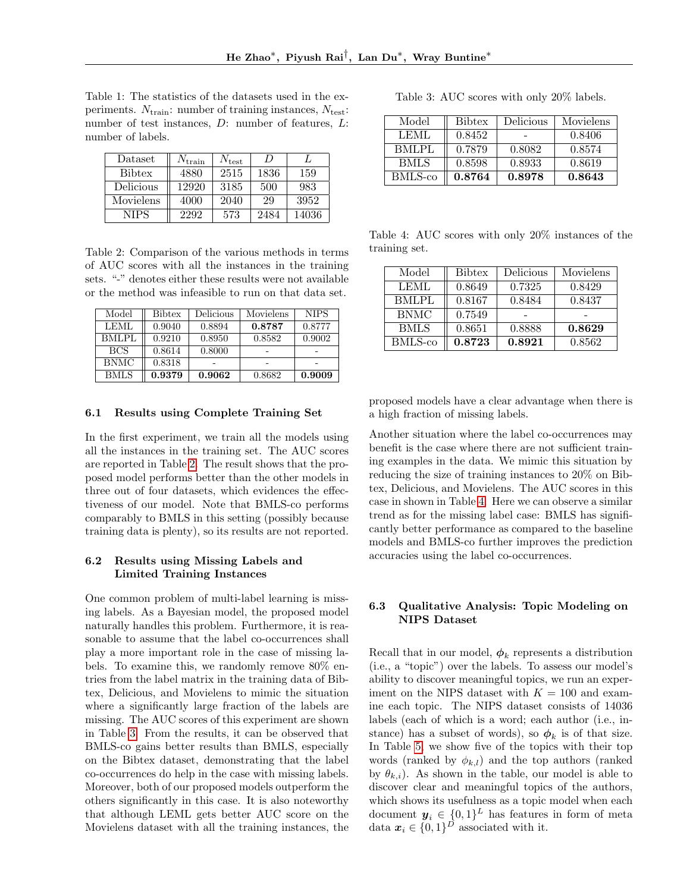Table 1: The statistics of the datasets used in the experiments. $N_{\text{train}}$: number of training instances, $N_{\text{test}}$: number of test instances, $D$: number of features, $L$: number of labels.

| Dataset | $N_{\text{train}}$ | $N_{\text{test}}$ | $D$ | $L$ |
|---|---|---|---|---|
| Bibtex | 4880 | 2515 | 1836 | 159 |
| Delicious | 12920 | 3185 | 500 | 983 |
| Movielens | 4000 | 2040 | 29 | 3952 |
| NIPS | 2292 | 573 | 2484 | 14036 |

Table 2: Comparison of the various methods in terms of AUC scores with all the instances in the training sets. "-" denotes either these results were not available or the method was infeasible to run on that data set.

| Model | Bibtex | Delicious | Movielens | NIPS |
|---|---|---|---|---|
| LEML | 0.9040 | 0.8894 | **0.8787** | 0.8777 |
| BMLPL | 0.9210 | 0.8950 | 0.8582 | 0.9002 |
| BCS | 0.8614 | 0.8000 | - | - |
| BNMC | 0.8318 | - | - | - |
| BMLS | **0.9379** | **0.9062** | 0.8682 | **0.9009** |

### 6.1 Results using Complete Training Set

In the first experiment, we train all the models using all the instances in the training set. The AUC scores are reported in Table 2. The result shows that the proposed model performs better than the other models in three out of four datasets, which evidences the effectiveness of our model. Note that BMLS-co performs comparably to BMLS in this setting (possibly because training data is plenty), so its results are not reported.

### 6.2 Results using Missing Labels and Limited Training Instances

One common problem of multi-label learning is missing labels. As a Bayesian model, the proposed model naturally handles this problem. Furthermore, it is reasonable to assume that the label co-occurrences shall play a more important role in the case of missing labels. To examine this, we randomly remove 80% entries from the label matrix in the training data of Bibtex, Delicious, and Movielens to mimic the situation where a significantly large fraction of the labels are missing. The AUC scores of this experiment are shown in Table 3. From the results, it can be observed that BMLS-co gains better results than BMLS, especially on the Bibtex dataset, demonstrating that the label co-occurrences do help in the case with missing labels. Moreover, both of our proposed models outperform the others significantly in this case. It is also noteworthy that although LEML gets better AUC score on the Movielens dataset with all the training instances, the proposed models have a clear advantage when there is a high fraction of missing labels.

Table 3: AUC scores with only 20% labels.

| Model | Bibtex | Delicious | Movielens |
|---|---|---|---|
| LEML | 0.8452 | - | 0.8406 |
| BMLPL | 0.7879 | 0.8082 | 0.8574 |
| BMLS | 0.8598 | 0.8933 | 0.8619 |
| BMLS-co | **0.8764** | **0.8978** | **0.8643** |

Table 4: AUC scores with only 20% instances of the training set.

| Model | Bibtex | Delicious | Movielens |
|---|---|---|---|
| LEML | 0.8649 | 0.7325 | 0.8429 |
| BMLPL | 0.8167 | 0.8484 | 0.8437 |
| BNMC | 0.7549 | - | - |
| BMLS | 0.8651 | 0.8888 | **0.8629** |
| BMLS-co | **0.8723** | **0.8921** | 0.8562 |

Another situation where the label co-occurrences may benefit is the case where there are not sufficient training examples in the data. We mimic this situation by reducing the size of training instances to 20% on Bibtex, Delicious, and Movielens. The AUC scores in this case in shown in Table 4. Here we can observe a similar trend as for the missing label case: BMLS has significantly better performance as compared to the baseline models and BMLS-co further improves the prediction accuracies using the label co-occurrences.

### 6.3 Qualitative Analysis: Topic Modeling on NIPS Dataset

Recall that in our model, $\boldsymbol{\phi}_k$ represents a distribution (i.e., a "topic") over the labels. To assess our model's ability to discover meaningful topics, we run an experiment on the NIPS dataset with $K = 100$ and examine each topic. The NIPS dataset consists of 14036 labels (each of which is a word; each author (i.e., instance) has a subset of words), so $\boldsymbol{\phi}_k$ is of that size. In Table 5, we show five of the topics with their top words (ranked by $\phi_{k,l}$) and the top authors (ranked by $\theta_{k,i}$). As shown in the table, our model is able to discover clear and meaningful topics of the authors, which shows its usefulness as a topic model when each document $\boldsymbol{y}_i \in \{0,1\}^L$ has features in form of meta data $\boldsymbol{x}_i \in \{0,1\}^D$ associated with it.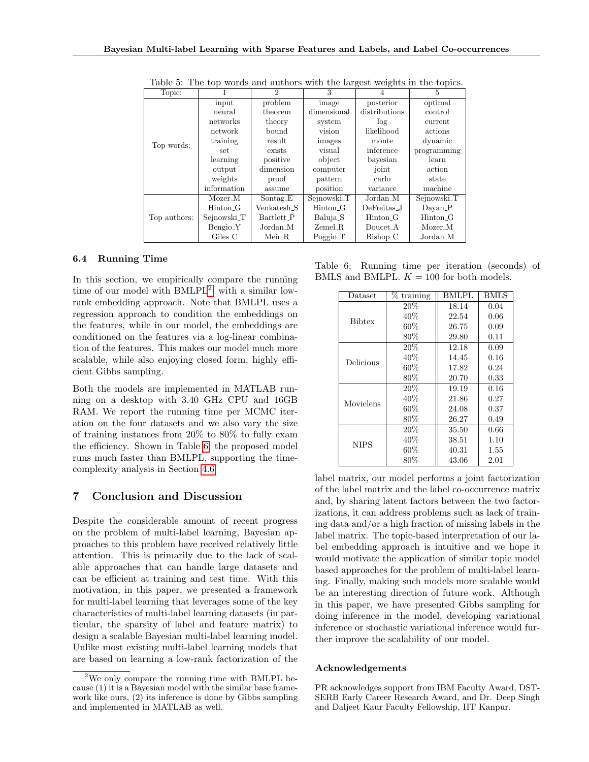Table 5: The top words and authors with the largest weights in the topics.

| Topic: | 1 | 2 | 3 | 4 | 5 |
|---|---|---|---|---|---|
| Top words: | input | problem | image | posterior | optimal |
| | neural | theorem | dimensional | distributions | control |
| | networks | theory | system | log | current |
| | network | bound | vision | likelihood | actions |
| | training | result | images | monte | dynamic |
| | set | exists | visual | inference | programming |
| | learning | positive | object | bayesian | learn |
| | output | dimension | computer | joint | action |
| | weights | proof | pattern | carlo | state |
| | information | assume | position | variance | machine |
| Top authors: | Mozer_M | Sontag_E | Sejnowski_T | Jordan_M | Sejnowski_T |
| | Hinton_G | Venkatesh_S | Hinton_G | DeFreitas_J | Dayan_P |
| | Sejnowski_T | Bartlett_P | Baluja_S | Hinton_G | Hinton_G |
| | Bengio_Y | Jordan_M | Zemel_R | Doucet_A | Mozer_M |
| | Giles_C | Meir_R | Poggio_T | Bishop_C | Jordan_M |

### 6.4 Running Time

In this section, we empirically compare the running time of our model with BMLPL[2], with a similar low-rank embedding approach. Note that BMLPL uses a regression approach to condition the embeddings on the features, while in our model, the embeddings are conditioned on the features via a log-linear combination of the features. This makes our model much more scalable, while also enjoying closed form, highly efficient Gibbs sampling.

Both the models are implemented in MATLAB running on a desktop with 3.40 GHz CPU and 16GB RAM. We report the running time per MCMC iteration on the four datasets and we also vary the size of training instances from 20% to 80% to fully exam the efficiency. Shown in Table 6, the proposed model runs much faster than BMLPL, supporting the time-complexity analysis in Section 4.6.

Table 6: Running time per iteration (seconds) of BMLS and BMLPL. $K = 100$ for both models.

| Dataset | % training | BMLPL | BMLS |
|---|---|---|---|
| Bibtex | 20% | 18.14 | 0.04 |
| | 40% | 22.54 | 0.06 |
| | 60% | 26.75 | 0.09 |
| | 80% | 29.80 | 0.11 |
| Delicious | 20% | 12.18 | 0.09 |
| | 40% | 14.45 | 0.16 |
| | 60% | 17.82 | 0.24 |
| | 80% | 20.70 | 0.33 |
| Movielens | 20% | 19.19 | 0.16 |
| | 40% | 21.86 | 0.27 |
| | 60% | 24.08 | 0.37 |
| | 80% | 26.27 | 0.49 |
| NIPS | 20% | 35.50 | 0.66 |
| | 40% | 38.51 | 1.10 |
| | 60% | 40.31 | 1.55 |
| | 80% | 43.06 | 2.01 |

## 7 Conclusion and Discussion

Despite the considerable amount of recent progress on the problem of multi-label learning, Bayesian approaches to this problem have received relatively little attention. This is primarily due to the lack of scalable approaches that can handle large datasets and can be efficient at training and test time. With this motivation, in this paper, we presented a framework for multi-label learning that leverages some of the key characteristics of multi-label learning datasets (in particular, the sparsity of label and feature matrix) to design a scalable Bayesian multi-label learning model. Unlike most existing multi-label learning models that are based on learning a low-rank factorization of the label matrix, our model performs a joint factorization of the label matrix and the label co-occurrence matrix and, by sharing latent factors between the two factorizations, it can address problems such as lack of training data and/or a high fraction of missing labels in the label matrix. The topic-based interpretation of our label embedding approach is intuitive and we hope it would motivate the application of similar topic model based approaches for the problem of multi-label learning. Finally, making such models more scalable would be an interesting direction of future work. Although in this paper, we have presented Gibbs sampling for doing inference in the model, developing variational inference or stochastic variational inference would further improve the scalability of our model.

[2] We only compare the running time with BMLPL because (1) it is a Bayesian model with the similar base framework like ours, (2) its inference is done by Gibbs sampling and implemented in MATLAB as well.

### Acknowledgements

PR acknowledges support from IBM Faculty Award, DST-SERB Early Career Research Award, and Dr. Deep Singh and Daljeet Kaur Faculty Fellowship, IIT Kanpur.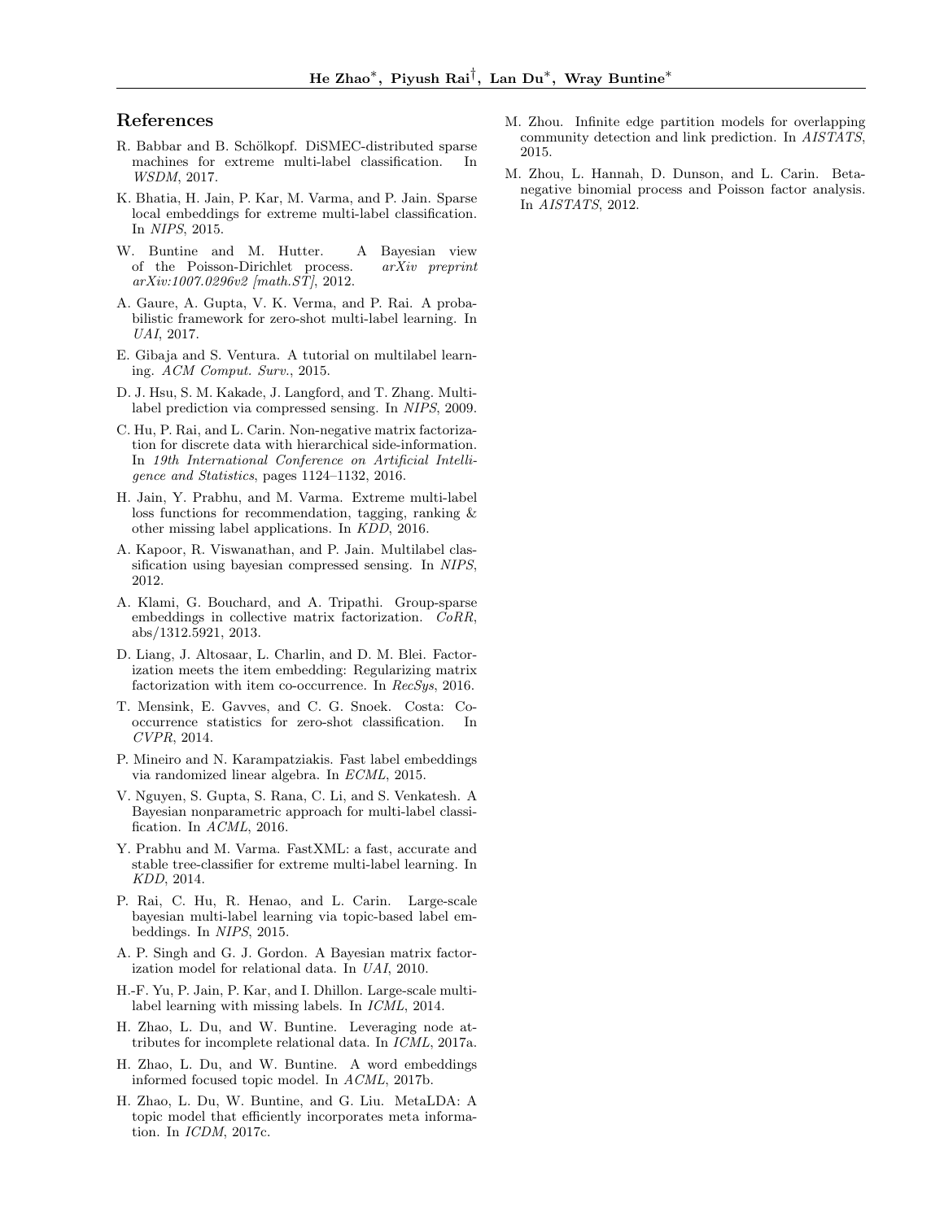## References

R. Babbar and B. Schölkopf. DiSMEC-distributed sparse machines for extreme multi-label classification. In *WSDM*, 2017.

K. Bhatia, H. Jain, P. Kar, M. Varma, and P. Jain. Sparse local embeddings for extreme multi-label classification. In *NIPS*, 2015.

W. Buntine and M. Hutter. A Bayesian view of the Poisson-Dirichlet process. *arXiv preprint arXiv:1007.0296v2 [math.ST]*, 2012.

A. Gaure, A. Gupta, V. K. Verma, and P. Rai. A probabilistic framework for zero-shot multi-label learning. In *UAI*, 2017.

E. Gibaja and S. Ventura. A tutorial on multilabel learning. *ACM Comput. Surv.*, 2015.

D. J. Hsu, S. M. Kakade, J. Langford, and T. Zhang. Multi-label prediction via compressed sensing. In *NIPS*, 2009.

C. Hu, P. Rai, and L. Carin. Non-negative matrix factorization for discrete data with hierarchical side-information. In *19th International Conference on Artificial Intelligence and Statistics*, pages 1124–1132, 2016.

H. Jain, Y. Prabhu, and M. Varma. Extreme multi-label loss functions for recommendation, tagging, ranking & other missing label applications. In *KDD*, 2016.

A. Kapoor, R. Viswanathan, and P. Jain. Multilabel classification using bayesian compressed sensing. In *NIPS*, 2012.

A. Klami, G. Bouchard, and A. Tripathi. Group-sparse embeddings in collective matrix factorization. *CoRR*, abs/1312.5921, 2013.

D. Liang, J. Altosaar, L. Charlin, and D. M. Blei. Factorization meets the item embedding: Regularizing matrix factorization with item co-occurrence. In *RecSys*, 2016.

T. Mensink, E. Gavves, and C. G. Snoek. Costa: Co-occurrence statistics for zero-shot classification. In *CVPR*, 2014.

P. Mineiro and N. Karampatziakis. Fast label embeddings via randomized linear algebra. In *ECML*, 2015.

V. Nguyen, S. Gupta, S. Rana, C. Li, and S. Venkatesh. A Bayesian nonparametric approach for multi-label classification. In *ACML*, 2016.

Y. Prabhu and M. Varma. FastXML: a fast, accurate and stable tree-classifier for extreme multi-label learning. In *KDD*, 2014.

P. Rai, C. Hu, R. Henao, and L. Carin. Large-scale bayesian multi-label learning via topic-based label embeddings. In *NIPS*, 2015.

A. P. Singh and G. J. Gordon. A Bayesian matrix factorization model for relational data. In *UAI*, 2010.

H.-F. Yu, P. Jain, P. Kar, and I. Dhillon. Large-scale multi-label learning with missing labels. In *ICML*, 2014.

H. Zhao, L. Du, and W. Buntine. Leveraging node attributes for incomplete relational data. In *ICML*, 2017a.

H. Zhao, L. Du, and W. Buntine. A word embeddings informed focused topic model. In *ACML*, 2017b.

H. Zhao, L. Du, W. Buntine, and G. Liu. MetaLDA: A topic model that efficiently incorporates meta information. In *ICDM*, 2017c.

M. Zhou. Infinite edge partition models for overlapping community detection and link prediction. In *AISTATS*, 2015.

M. Zhou, L. Hannah, D. Dunson, and L. Carin. Beta-negative binomial process and Poisson factor analysis. In *AISTATS*, 2012.